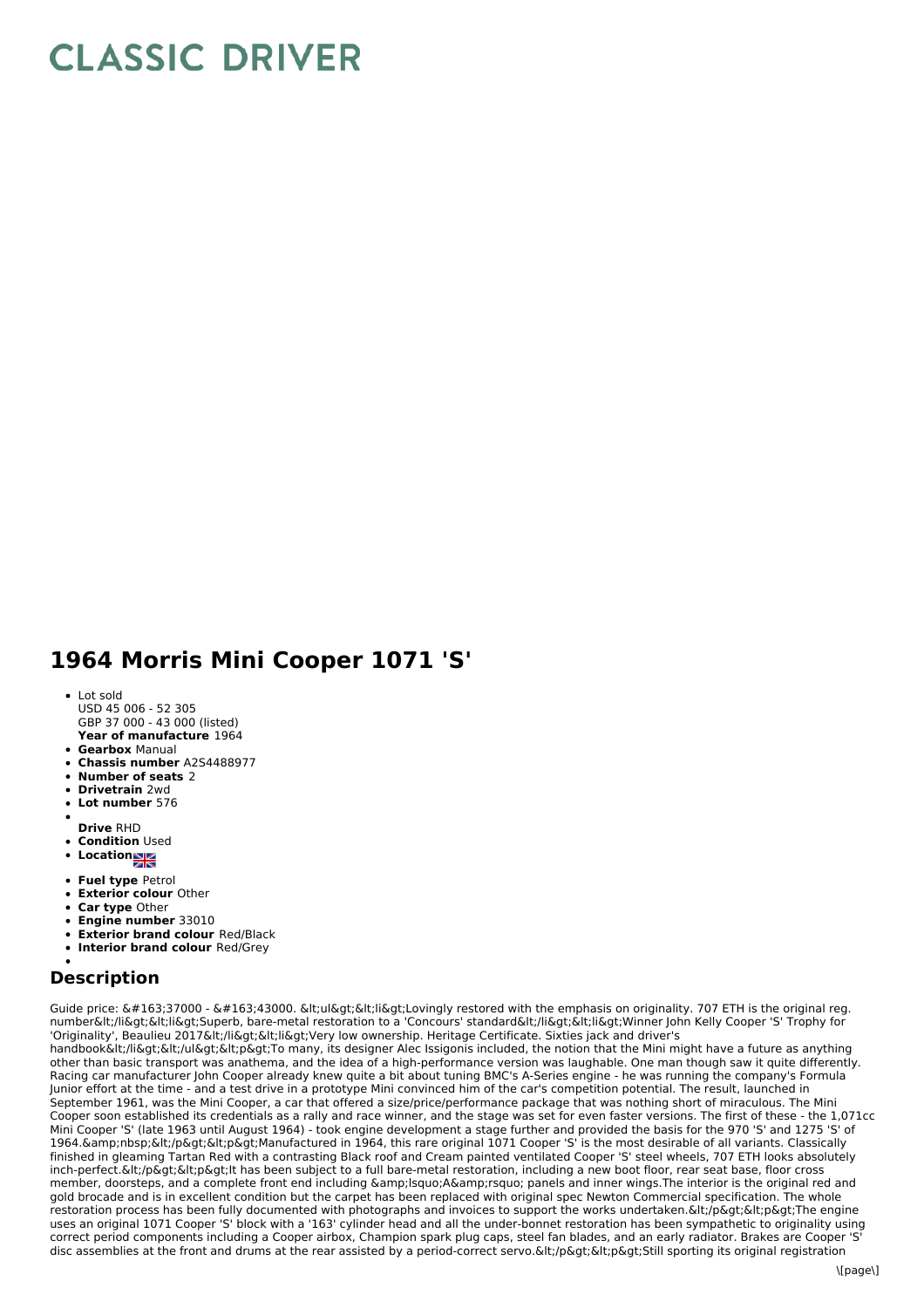# CLASSIC DRIVER

# 1964 Morris Mini Cooper 1071 'S'

- Lot sold
  USD 45 006 - 52 305
  GBP 37 000 - 43 000 (listed)
  **Year of manufacture** 1964
- **Gearbox** Manual
- **Chassis number** A2S4488977
- **Number of seats** 2
- **Drivetrain** 2wd
- **Lot number** 576
- 
  **Drive** RHD
- **Condition** Used
- **Location**
- **Fuel type** Petrol
- **Exterior colour** Other
- **Car type** Other
- **Engine number** 33010
- **Exterior brand colour** Red/Black
- **Interior brand colour** Red/Grey
- 

## Description

Guide price: &#163;37000 - &#163;43000. &lt;ul&gt;&lt;li&gt;Lovingly restored with the emphasis on originality. 707 ETH is the original reg. number&lt;/li&gt;&lt;li&gt;Superb, bare-metal restoration to a 'Concours' standard&lt;/li&gt;&lt;li&gt;Winner John Kelly Cooper 'S' Trophy for 'Originality', Beaulieu 2017&lt;/li&gt;&lt;li&gt;Very low ownership. Heritage Certificate. Sixties jack and driver's handbook&lt;/li&gt;&lt;/ul&gt;&lt;p&gt;To many, its designer Alec Issigonis included, the notion that the Mini might have a future as anything other than basic transport was anathema, and the idea of a high-performance version was laughable. One man though saw it quite differently. Racing car manufacturer John Cooper already knew quite a bit about tuning BMC's A-Series engine - he was running the company's Formula Junior effort at the time - and a test drive in a prototype Mini convinced him of the car's competition potential. The result, launched in September 1961, was the Mini Cooper, a car that offered a size/price/performance package that was nothing short of miraculous. The Mini Cooper soon established its credentials as a rally and race winner, and the stage was set for even faster versions. The first of these - the 1,071cc Mini Cooper 'S' (late 1963 until August 1964) - took engine development a stage further and provided the basis for the 970 'S' and 1275 'S' of 1964.&amp;nbsp;&lt;/p&gt;&lt;p&gt;Manufactured in 1964, this rare original 1071 Cooper 'S' is the most desirable of all variants. Classically finished in gleaming Tartan Red with a contrasting Black roof and Cream painted ventilated Cooper 'S' steel wheels, 707 ETH looks absolutely inch-perfect.&lt;/p&gt;&lt;p&gt;It has been subject to a full bare-metal restoration, including a new boot floor, rear seat base, floor cross member, doorsteps, and a complete front end including &amp;lsquo;A&amp;rsquo; panels and inner wings.The interior is the original red and gold brocade and is in excellent condition but the carpet has been replaced with original spec Newton Commercial specification. The whole restoration process has been fully documented with photographs and invoices to support the works undertaken.&lt;/p&gt;&lt;p&gt;The engine uses an original 1071 Cooper 'S' block with a '163' cylinder head and all the under-bonnet restoration has been sympathetic to originality using correct period components including a Cooper airbox, Champion spark plug caps, steel fan blades, and an early radiator. Brakes are Cooper 'S' disc assemblies at the front and drums at the rear assisted by a period-correct servo.&lt;/p&gt;&lt;p&gt;Still sporting its original registration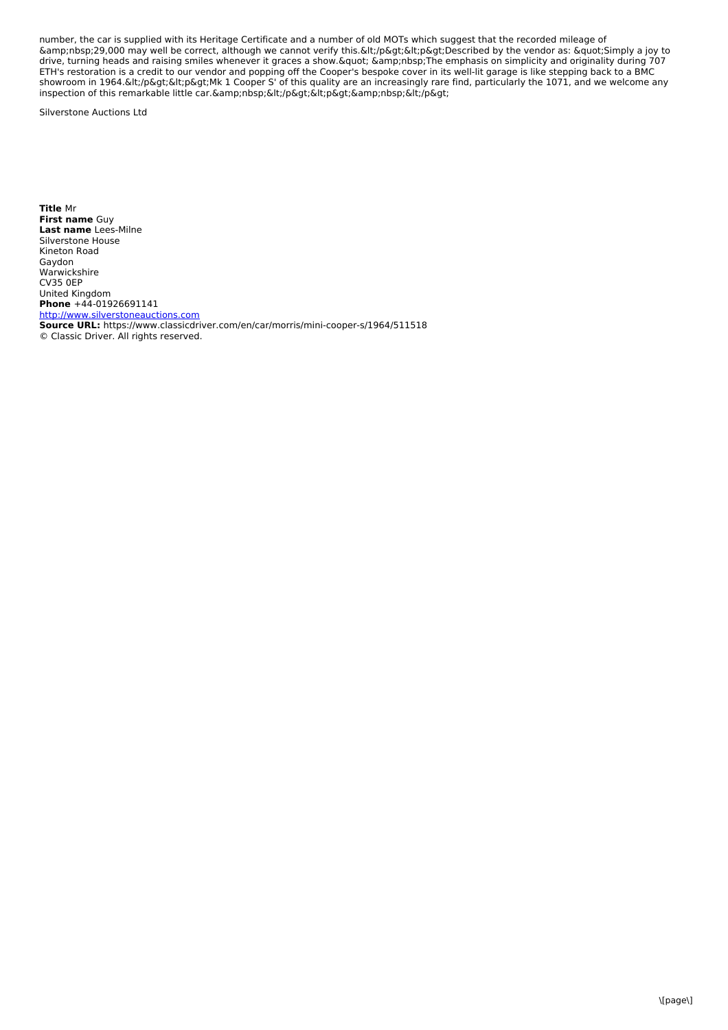number, the car is supplied with its Heritage Certificate and a number of old MOTs which suggest that the recorded mileage of &amp;nbsp;29,000 may well be correct, although we cannot verify this.&lt;/p&gt;&lt;p&gt;Described by the vendor as: &quot;Simply a joy to drive, turning heads and raising smiles whenever it graces a show.&quot; &amp;nbsp;The emphasis on simplicity and originality during 707 ETH's restoration is a credit to our vendor and popping off the Cooper's bespoke cover in its well-lit garage is like stepping back to a BMC showroom in 1964.&lt;/p&gt;&lt;p&gt;Mk 1 Cooper S' of this quality are an increasingly rare find, particularly the 1071, and we welcome any inspection of this remarkable little car.&amp;nbsp;&lt;/p&gt;&lt;p&gt;&amp;nbsp;&lt;/p&gt;

Silverstone Auctions Ltd

**Title** Mr
**First name** Guy
**Last name** Lees-Milne
Silverstone House
Kineton Road
Gaydon
Warwickshire
CV35 0EP
United Kingdom
**Phone** +44-01926691141
http://www.silverstoneauctions.com
**Source URL:** https://www.classicdriver.com/en/car/morris/mini-cooper-s/1964/511518
© Classic Driver. All rights reserved.